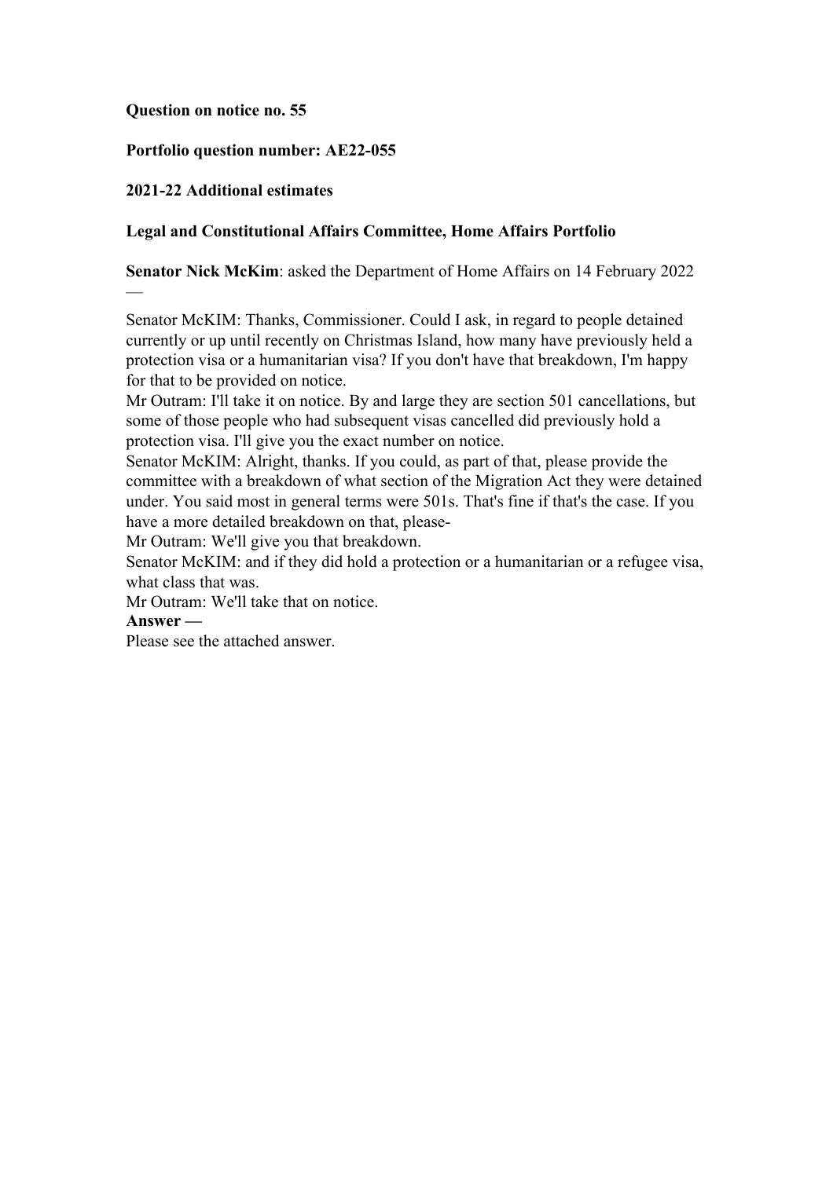**Question on notice no. 55**

**Portfolio question number: AE22-055**

**2021-22 Additional estimates**

**Legal and Constitutional Affairs Committee, Home Affairs Portfolio**

**Senator Nick McKim**: asked the Department of Home Affairs on 14 February 2022
—

Senator McKIM: Thanks, Commissioner. Could I ask, in regard to people detained currently or up until recently on Christmas Island, how many have previously held a protection visa or a humanitarian visa? If you don't have that breakdown, I'm happy for that to be provided on notice.
Mr Outram: I'll take it on notice. By and large they are section 501 cancellations, but some of those people who had subsequent visas cancelled did previously hold a protection visa. I'll give you the exact number on notice.
Senator McKIM: Alright, thanks. If you could, as part of that, please provide the committee with a breakdown of what section of the Migration Act they were detained under. You said most in general terms were 501s. That's fine if that's the case. If you have a more detailed breakdown on that, please-
Mr Outram: We'll give you that breakdown.
Senator McKIM: and if they did hold a protection or a humanitarian or a refugee visa, what class that was.
Mr Outram: We'll take that on notice.
**Answer —**
Please see the attached answer.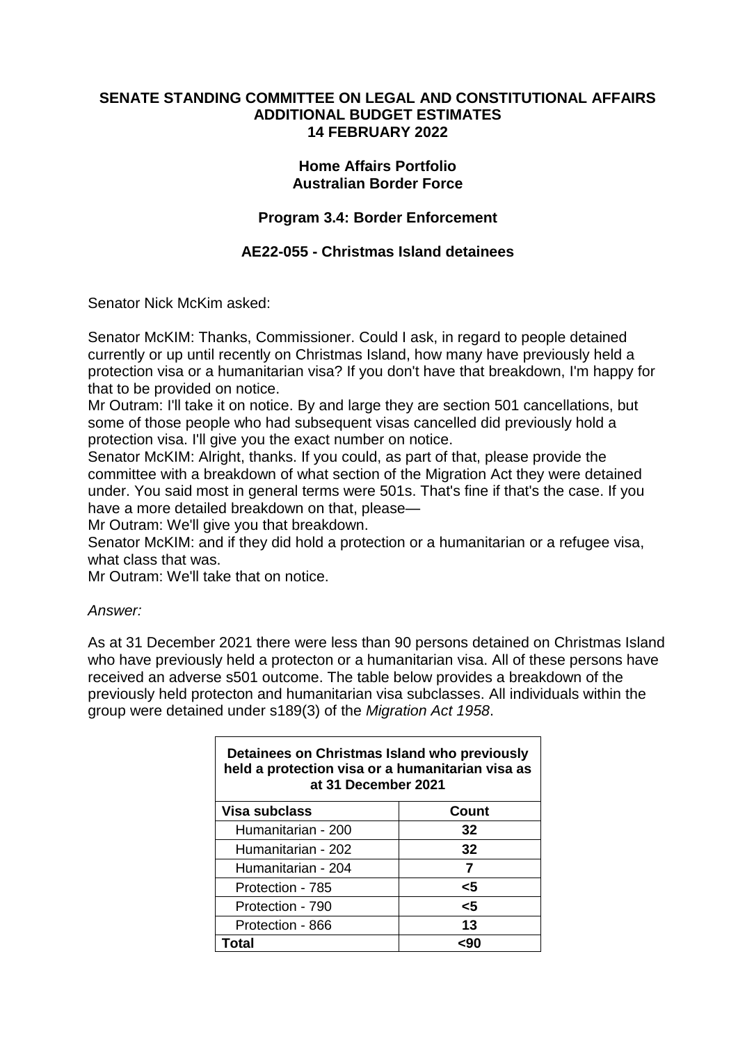**SENATE STANDING COMMITTEE ON LEGAL AND CONSTITUTIONAL AFFAIRS**
**ADDITIONAL BUDGET ESTIMATES**
**14 FEBRUARY 2022**

**Home Affairs Portfolio**
**Australian Border Force**

**Program 3.4: Border Enforcement**

**AE22-055 - Christmas Island detainees**

Senator Nick McKim asked:

Senator McKIM: Thanks, Commissioner. Could I ask, in regard to people detained currently or up until recently on Christmas Island, how many have previously held a protection visa or a humanitarian visa? If you don't have that breakdown, I'm happy for that to be provided on notice.
Mr Outram: I'll take it on notice. By and large they are section 501 cancellations, but some of those people who had subsequent visas cancelled did previously hold a protection visa. I'll give you the exact number on notice.
Senator McKIM: Alright, thanks. If you could, as part of that, please provide the committee with a breakdown of what section of the Migration Act they were detained under. You said most in general terms were 501s. That's fine if that's the case. If you have a more detailed breakdown on that, please—
Mr Outram: We'll give you that breakdown.
Senator McKIM: and if they did hold a protection or a humanitarian or a refugee visa, what class that was.
Mr Outram: We'll take that on notice.

*Answer:*

As at 31 December 2021 there were less than 90 persons detained on Christmas Island who have previously held a protecton or a humanitarian visa. All of these persons have received an adverse s501 outcome. The table below provides a breakdown of the previously held protecton and humanitarian visa subclasses. All individuals within the group were detained under s189(3) of the *Migration Act 1958*.

| Detainees on Christmas Island who previously held a protection visa or a humanitarian visa as at 31 December 2021 | |
|---|---|
| **Visa subclass** | **Count** |
| Humanitarian - 200 | **32** |
| Humanitarian - 202 | **32** |
| Humanitarian - 204 | **7** |
| Protection - 785 | **<5** |
| Protection - 790 | **<5** |
| Protection - 866 | **13** |
| **Total** | **<90** |